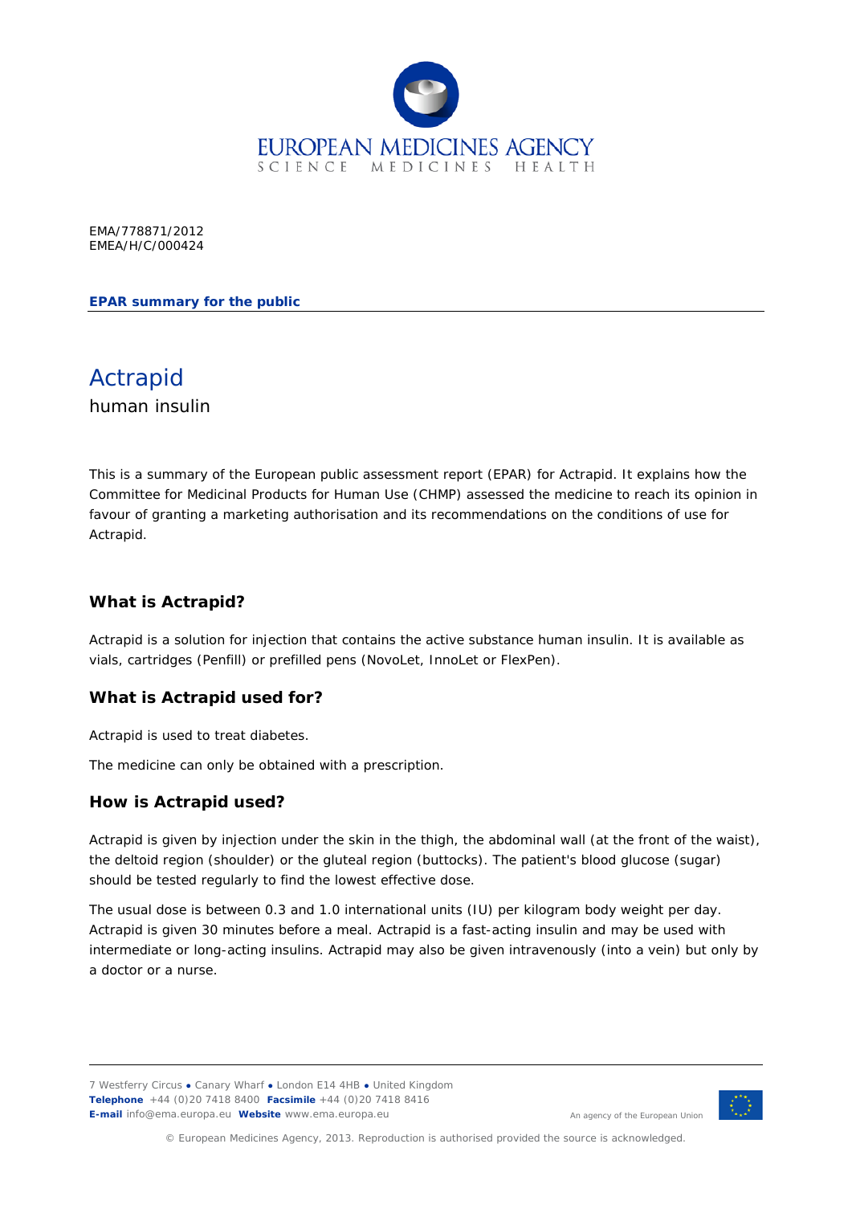EMA/778871/2012
EMEA/H/C/000424

**EPAR summary for the public**

# Actrapid

human insulin

This is a summary of the European public assessment report (EPAR) for Actrapid. It explains how the Committee for Medicinal Products for Human Use (CHMP) assessed the medicine to reach its opinion in favour of granting a marketing authorisation and its recommendations on the conditions of use for Actrapid.

## What is Actrapid?

Actrapid is a solution for injection that contains the active substance human insulin. It is available as vials, cartridges (Penfill) or prefilled pens (NovoLet, InnoLet or FlexPen).

## What is Actrapid used for?

Actrapid is used to treat diabetes.

The medicine can only be obtained with a prescription.

## How is Actrapid used?

Actrapid is given by injection under the skin in the thigh, the abdominal wall (at the front of the waist), the deltoid region (shoulder) or the gluteal region (buttocks). The patient's blood glucose (sugar) should be tested regularly to find the lowest effective dose.

The usual dose is between 0.3 and 1.0 international units (IU) per kilogram body weight per day. Actrapid is given 30 minutes before a meal. Actrapid is a fast-acting insulin and may be used with intermediate or long-acting insulins. Actrapid may also be given intravenously (into a vein) but only by a doctor or a nurse.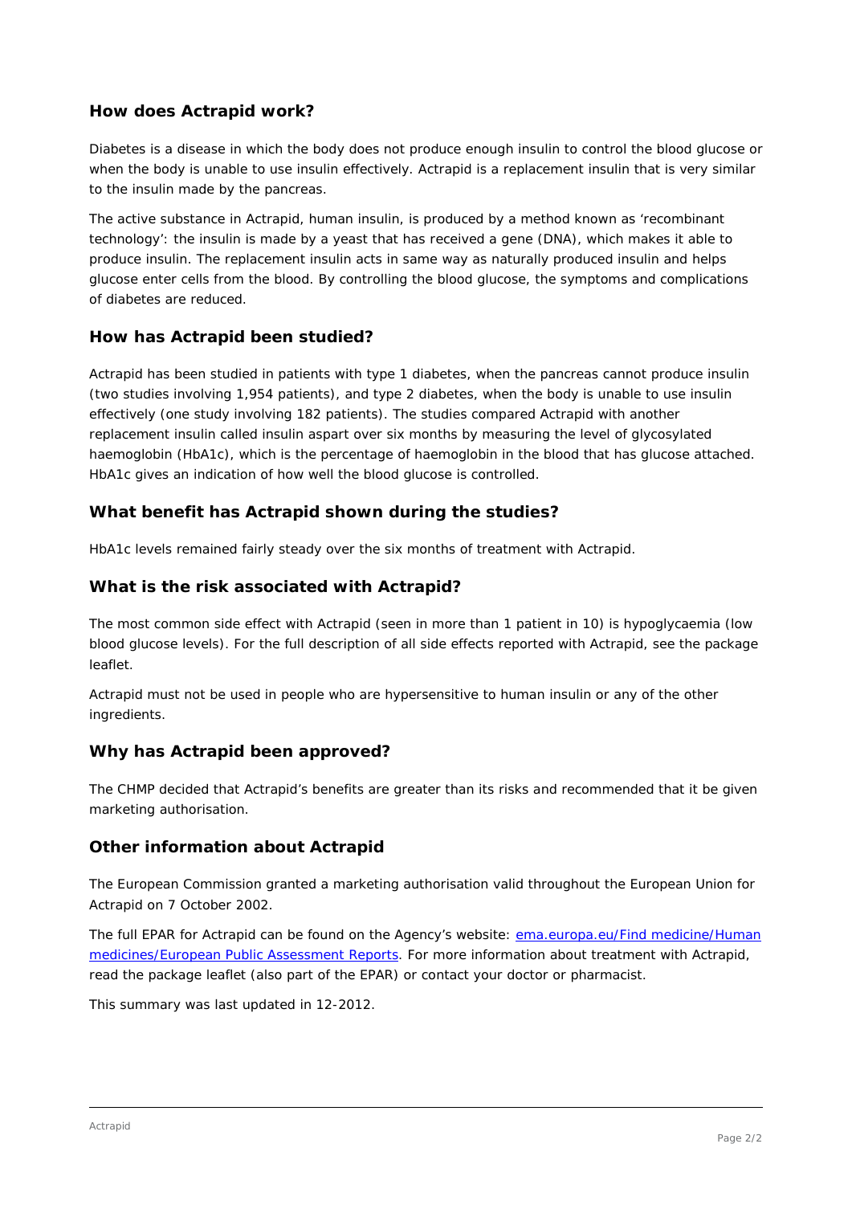## How does Actrapid work?

Diabetes is a disease in which the body does not produce enough insulin to control the blood glucose or when the body is unable to use insulin effectively. Actrapid is a replacement insulin that is very similar to the insulin made by the pancreas.

The active substance in Actrapid, human insulin, is produced by a method known as 'recombinant technology': the insulin is made by a yeast that has received a gene (DNA), which makes it able to produce insulin. The replacement insulin acts in same way as naturally produced insulin and helps glucose enter cells from the blood. By controlling the blood glucose, the symptoms and complications of diabetes are reduced.

## How has Actrapid been studied?

Actrapid has been studied in patients with type 1 diabetes, when the pancreas cannot produce insulin (two studies involving 1,954 patients), and type 2 diabetes, when the body is unable to use insulin effectively (one study involving 182 patients). The studies compared Actrapid with another replacement insulin called insulin aspart over six months by measuring the level of glycosylated haemoglobin (HbA1c), which is the percentage of haemoglobin in the blood that has glucose attached. HbA1c gives an indication of how well the blood glucose is controlled.

## What benefit has Actrapid shown during the studies?

HbA1c levels remained fairly steady over the six months of treatment with Actrapid.

## What is the risk associated with Actrapid?

The most common side effect with Actrapid (seen in more than 1 patient in 10) is hypoglycaemia (low blood glucose levels). For the full description of all side effects reported with Actrapid, see the package leaflet.

Actrapid must not be used in people who are hypersensitive to human insulin or any of the other ingredients.

## Why has Actrapid been approved?

The CHMP decided that Actrapid's benefits are greater than its risks and recommended that it be given marketing authorisation.

## Other information about Actrapid

The European Commission granted a marketing authorisation valid throughout the European Union for Actrapid on 7 October 2002.

The full EPAR for Actrapid can be found on the Agency's website: [ema.europa.eu/Find medicine/Human medicines/European Public Assessment Reports](ema.europa.eu/Find medicine/Human medicines/European Public Assessment Reports). For more information about treatment with Actrapid, read the package leaflet (also part of the EPAR) or contact your doctor or pharmacist.

This summary was last updated in 12-2012.